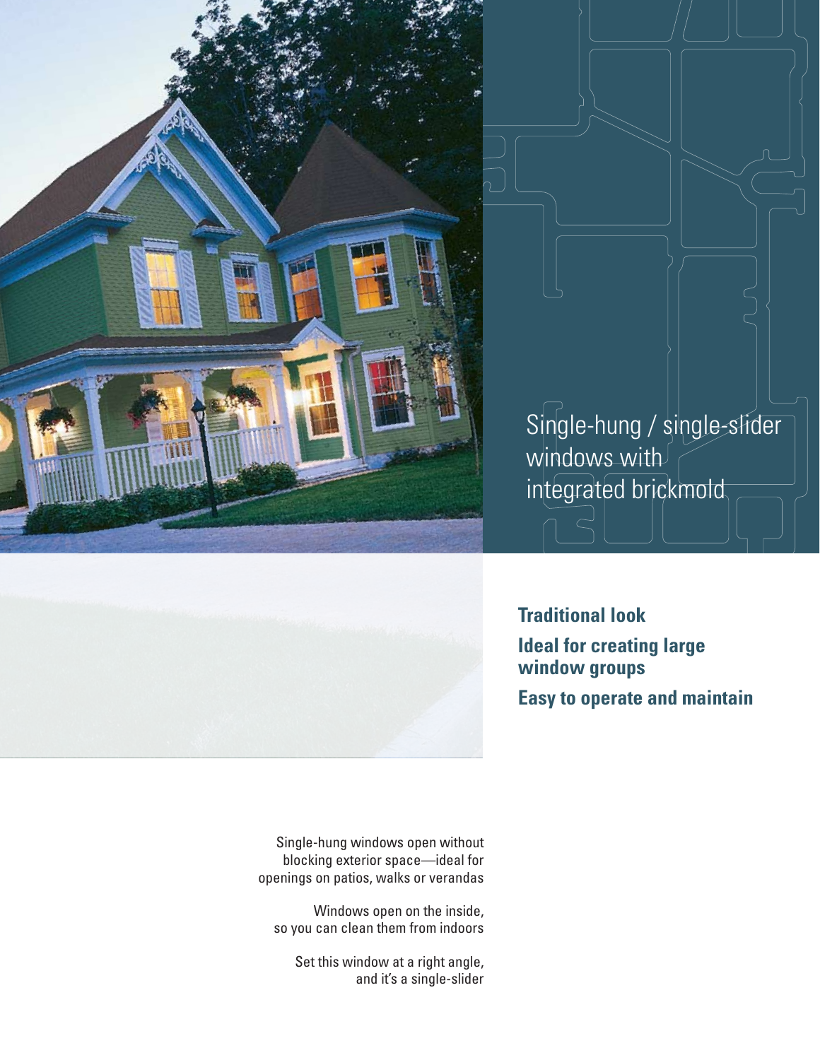# Single-hung / single-slider windows with integrated brickmold

**Traditional look**

**Ideal for creating large window groups**

**Easy to operate and maintain**

Single-hung windows open without blocking exterior space—ideal for openings on patios, walks or verandas

Windows open on the inside, so you can clean them from indoors

Set this window at a right angle, and it's a single-slider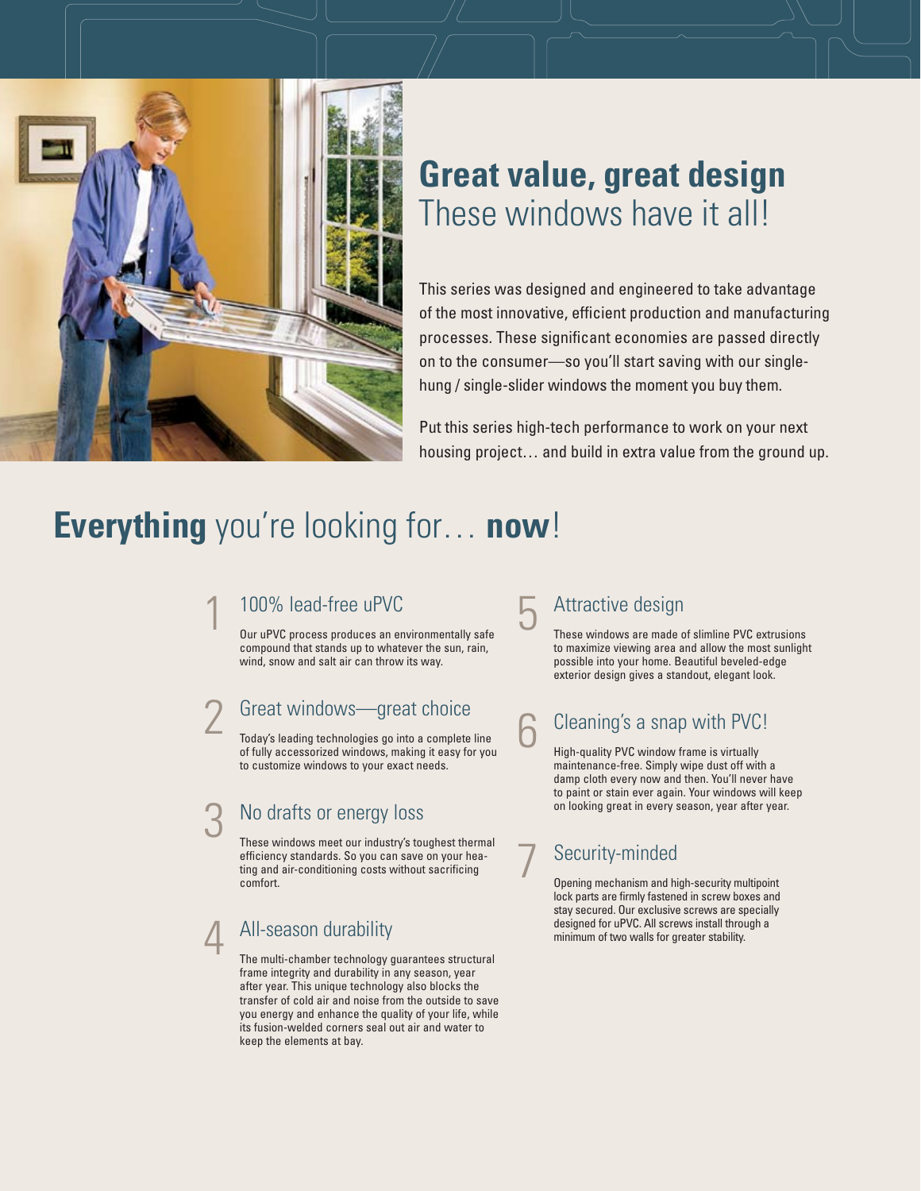## Great value, great design

These windows have it all!

This series was designed and engineered to take advantage of the most innovative, efficient production and manufacturing processes. These significant economies are passed directly on to the consumer—so you'll start saving with our single-hung / single-slider windows the moment you buy them.

Put this series high-tech performance to work on your next housing project… and build in extra value from the ground up.

# **Everything** you're looking for… **now**!

### 1 100% lead-free uPVC

Our uPVC process produces an environmentally safe compound that stands up to whatever the sun, rain, wind, snow and salt air can throw its way.

### 2 Great windows—great choice

Today's leading technologies go into a complete line of fully accessorized windows, making it easy for you to customize windows to your exact needs.

### 3 No drafts or energy loss

These windows meet our industry's toughest thermal efficiency standards. So you can save on your heating and air-conditioning costs without sacrificing comfort.

### 4 All-season durability

The multi-chamber technology guarantees structural frame integrity and durability in any season, year after year. This unique technology also blocks the transfer of cold air and noise from the outside to save you energy and enhance the quality of your life, while its fusion-welded corners seal out air and water to keep the elements at bay.

### 5 Attractive design

These windows are made of slimline PVC extrusions to maximize viewing area and allow the most sunlight possible into your home. Beautiful beveled-edge exterior design gives a standout, elegant look.

### 6 Cleaning's a snap with PVC!

High-quality PVC window frame is virtually maintenance-free. Simply wipe dust off with a damp cloth every now and then. You'll never have to paint or stain ever again. Your windows will keep on looking great in every season, year after year.

### 7 Security-minded

Opening mechanism and high-security multipoint lock parts are firmly fastened in screw boxes and stay secured. Our exclusive screws are specially designed for uPVC. All screws install through a minimum of two walls for greater stability.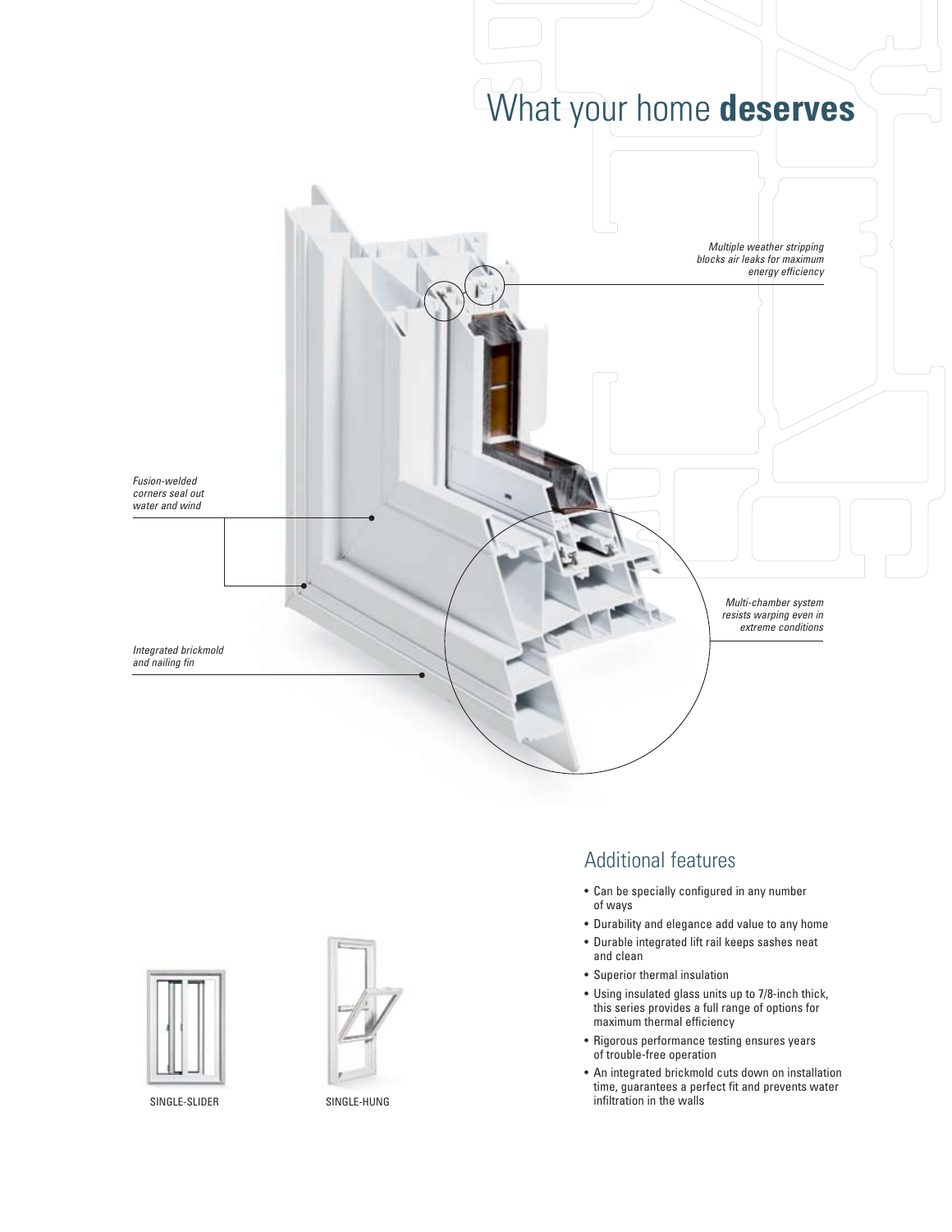# What your home **deserves**

*Multiple weather stripping blocks air leaks for maximum energy efficiency*

*Fusion-welded corners seal out water and wind*

*Multi-chamber system resists warping even in extreme conditions*

*Integrated brickmold and nailing fin*

SINGLE-SLIDER

SINGLE-HUNG

## Additional features

- Can be specially configured in any number of ways
- Durability and elegance add value to any home
- Durable integrated lift rail keeps sashes neat and clean
- Superior thermal insulation
- Using insulated glass units up to 7/8-inch thick, this series provides a full range of options for maximum thermal efficiency
- Rigorous performance testing ensures years of trouble-free operation
- An integrated brickmold cuts down on installation time, guarantees a perfect fit and prevents water infiltration in the walls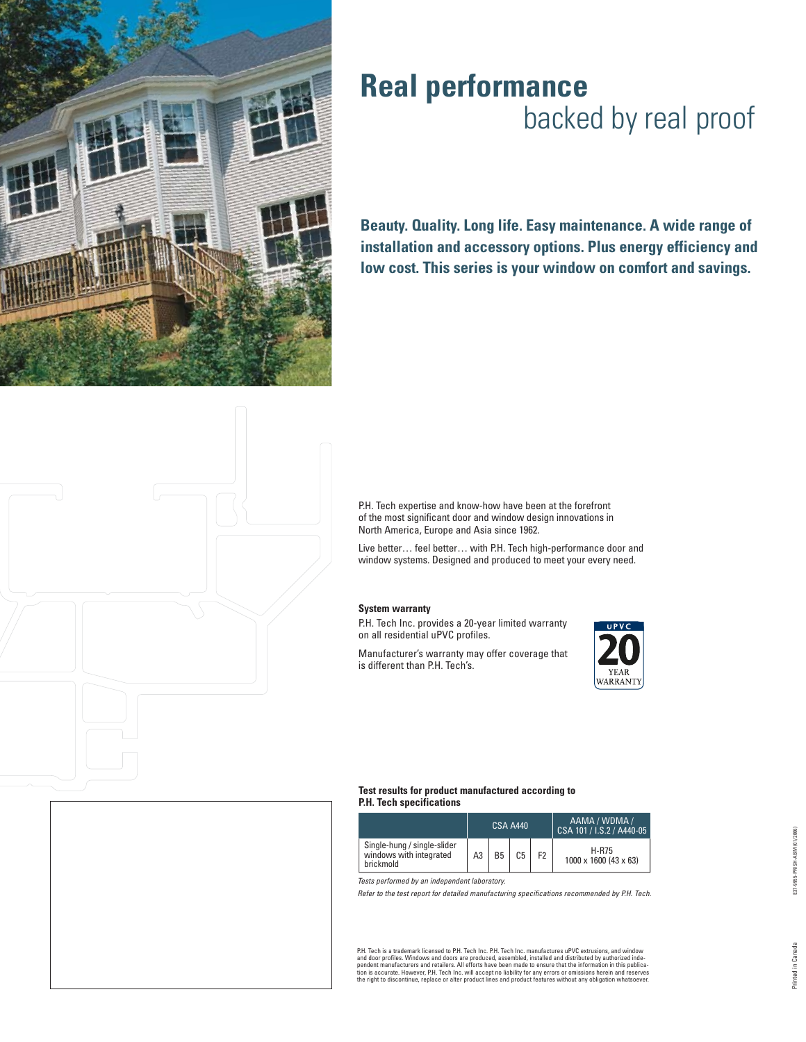# Real performance

backed by real proof

**Beauty. Quality. Long life. Easy maintenance. A wide range of installation and accessory options. Plus energy efficiency and low cost. This series is your window on comfort and savings.**

P.H. Tech expertise and know-how have been at the forefront of the most significant door and window design innovations in North America, Europe and Asia since 1962.

Live better… feel better… with P.H. Tech high-performance door and window systems. Designed and produced to meet your every need.

**System warranty**

P.H. Tech Inc. provides a 20-year limited warranty on all residential uPVC profiles.

Manufacturer's warranty may offer coverage that is different than P.H. Tech's.

uPVC 20 YEAR WARRANTY

**Test results for product manufactured according to P.H. Tech specifications**

| | CSA A440 | | | | AAMA / WDMA / CSA 101 / I.S.2 / A440-05 |
|---|---|---|---|---|---|
| Single-hung / single-slider windows with integrated brickmold | A3 | B5 | C5 | F2 | H-R75<br>1000 x 1600 (43 x 63) |

*Tests performed by an independent laboratory.*

*Refer to the test report for detailed manufacturing specifications recommended by P.H. Tech.*

P.H. Tech is a trademark licensed to P.H. Tech Inc. P.H. Tech Inc. manufactures uPVC extrusions, and window and door profiles. Windows and doors are produced, assembled, installed and distributed by authorized independent manufacturers and retailers. All efforts have been made to ensure that the information in this publication is accurate. However, P.H. Tech Inc. will accept no liability for any errors or omissions herein and reserves the right to discontinue, replace or alter product lines and product features without any obligation whatsoever.

E37-9955-PRI-SH-ABM (01/2006)

Printed in Canada